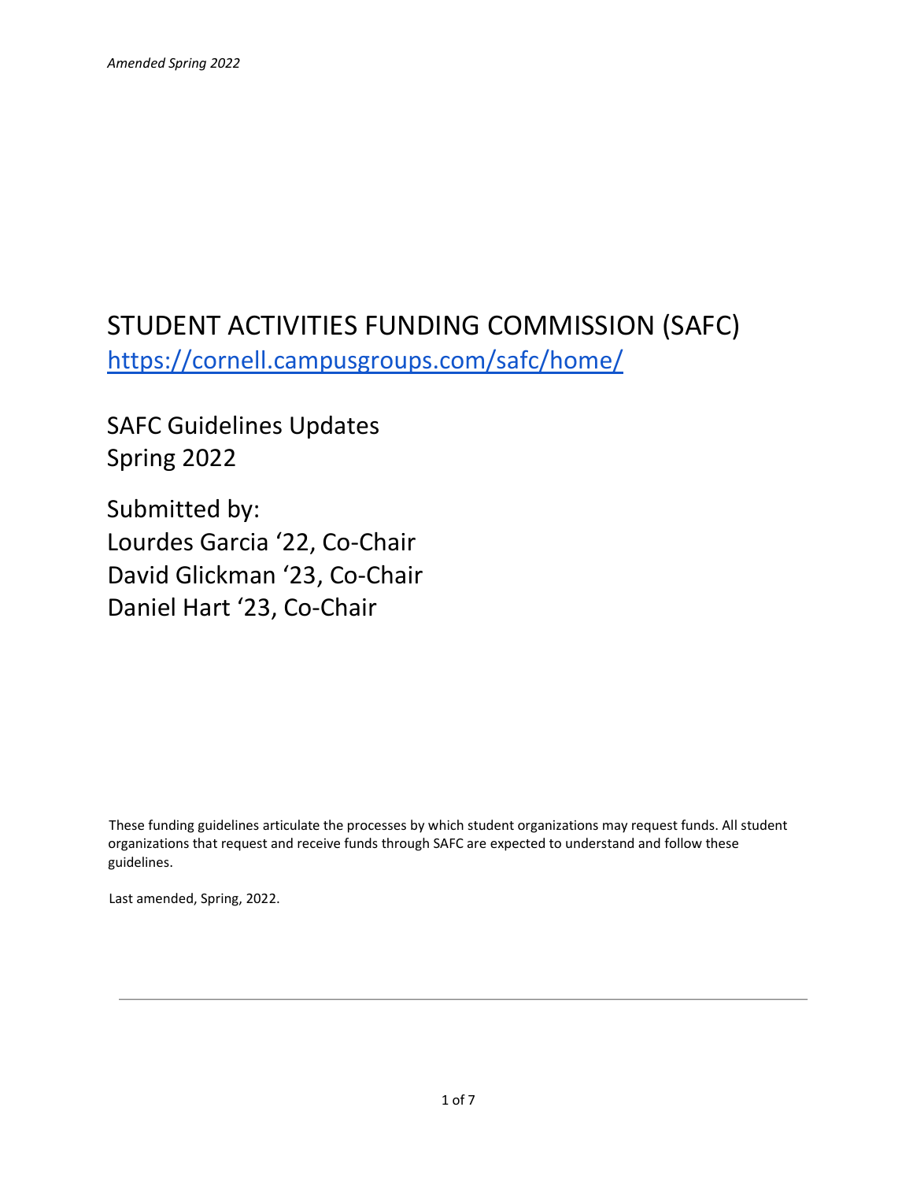*Amended Spring 2022*

# STUDENT ACTIVITIES FUNDING COMMISSION (SAFC)

[https://cornell.campusgroups.com/safc/home/](https://cornell.campusgroups.com/safc/home/)

## SAFC Guidelines Updates
## Spring 2022

Submitted by:
Lourdes Garcia '22, Co-Chair
David Glickman '23, Co-Chair
Daniel Hart '23, Co-Chair

These funding guidelines articulate the processes by which student organizations may request funds. All student organizations that request and receive funds through SAFC are expected to understand and follow these guidelines.

Last amended, Spring, 2022.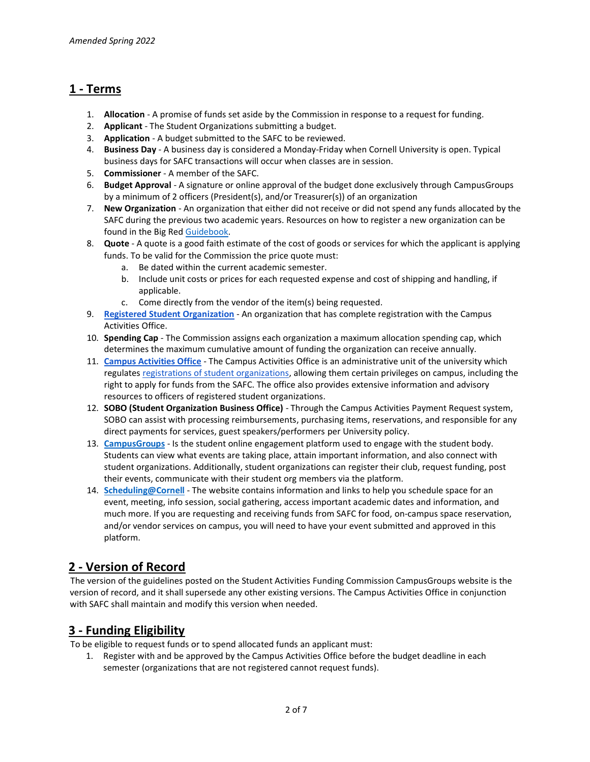*Amended Spring 2022*

## 1 - Terms

1. **Allocation** - A promise of funds set aside by the Commission in response to a request for funding.
2. **Applicant** - The Student Organizations submitting a budget.
3. **Application** - A budget submitted to the SAFC to be reviewed.
4. **Business Day** - A business day is considered a Monday-Friday when Cornell University is open. Typical business days for SAFC transactions will occur when classes are in session.
5. **Commissioner** - A member of the SAFC.
6. **Budget Approval** - A signature or online approval of the budget done exclusively through CampusGroups by a minimum of 2 officers (President(s), and/or Treasurer(s)) of an organization
7. **New Organization** - An organization that either did not receive or did not spend any funds allocated by the SAFC during the previous two academic years. Resources on how to register a new organization can be found in the Big Red Guidebook.
8. **Quote** - A quote is a good faith estimate of the cost of goods or services for which the applicant is applying funds. To be valid for the Commission the price quote must:
    a. Be dated within the current academic semester.
    b. Include unit costs or prices for each requested expense and cost of shipping and handling, if applicable.
    c. Come directly from the vendor of the item(s) being requested.
9. **Registered Student Organization** - An organization that has complete registration with the Campus Activities Office.
10. **Spending Cap** - The Commission assigns each organization a maximum allocation spending cap, which determines the maximum cumulative amount of funding the organization can receive annually.
11. **Campus Activities Office** - The Campus Activities Office is an administrative unit of the university which regulates registrations of student organizations, allowing them certain privileges on campus, including the right to apply for funds from the SAFC. The office also provides extensive information and advisory resources to officers of registered student organizations.
12. **SOBO (Student Organization Business Office)** - Through the Campus Activities Payment Request system, SOBO can assist with processing reimbursements, purchasing items, reservations, and responsible for any direct payments for services, guest speakers/performers per University policy.
13. **CampusGroups** - Is the student online engagement platform used to engage with the student body. Students can view what events are taking place, attain important information, and also connect with student organizations. Additionally, student organizations can register their club, request funding, post their events, communicate with their student org members via the platform.
14. **Scheduling@Cornell** - The website contains information and links to help you schedule space for an event, meeting, info session, social gathering, access important academic dates and information, and much more. If you are requesting and receiving funds from SAFC for food, on-campus space reservation, and/or vendor services on campus, you will need to have your event submitted and approved in this platform.

## 2 - Version of Record

The version of the guidelines posted on the Student Activities Funding Commission CampusGroups website is the version of record, and it shall supersede any other existing versions. The Campus Activities Office in conjunction with SAFC shall maintain and modify this version when needed.

## 3 - Funding Eligibility

To be eligible to request funds or to spend allocated funds an applicant must:

1. Register with and be approved by the Campus Activities Office before the budget deadline in each semester (organizations that are not registered cannot request funds).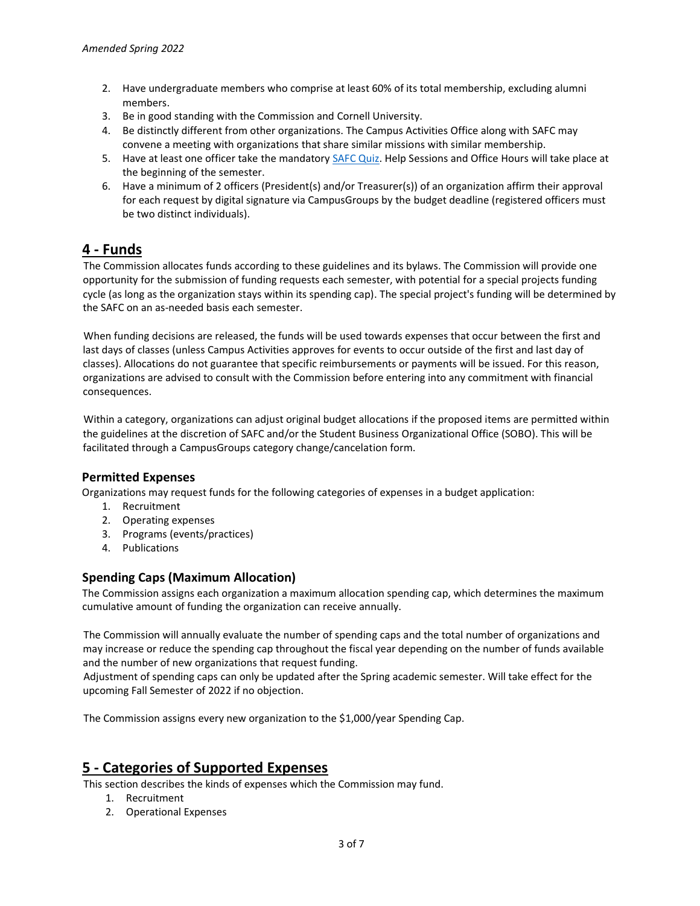*Amended Spring 2022*

2. Have undergraduate members who comprise at least 60% of its total membership, excluding alumni members.
3. Be in good standing with the Commission and Cornell University.
4. Be distinctly different from other organizations. The Campus Activities Office along with SAFC may convene a meeting with organizations that share similar missions with similar membership.
5. Have at least one officer take the mandatory SAFC Quiz. Help Sessions and Office Hours will take place at the beginning of the semester.
6. Have a minimum of 2 officers (President(s) and/or Treasurer(s)) of an organization affirm their approval for each request by digital signature via CampusGroups by the budget deadline (registered officers must be two distinct individuals).

## 4 - Funds

The Commission allocates funds according to these guidelines and its bylaws. The Commission will provide one opportunity for the submission of funding requests each semester, with potential for a special projects funding cycle (as long as the organization stays within its spending cap). The special project's funding will be determined by the SAFC on an as-needed basis each semester.

When funding decisions are released, the funds will be used towards expenses that occur between the first and last days of classes (unless Campus Activities approves for events to occur outside of the first and last day of classes). Allocations do not guarantee that specific reimbursements or payments will be issued. For this reason, organizations are advised to consult with the Commission before entering into any commitment with financial consequences.

Within a category, organizations can adjust original budget allocations if the proposed items are permitted within the guidelines at the discretion of SAFC and/or the Student Business Organizational Office (SOBO). This will be facilitated through a CampusGroups category change/cancelation form.

### Permitted Expenses

Organizations may request funds for the following categories of expenses in a budget application:

1. Recruitment
2. Operating expenses
3. Programs (events/practices)
4. Publications

### Spending Caps (Maximum Allocation)

The Commission assigns each organization a maximum allocation spending cap, which determines the maximum cumulative amount of funding the organization can receive annually.

The Commission will annually evaluate the number of spending caps and the total number of organizations and may increase or reduce the spending cap throughout the fiscal year depending on the number of funds available and the number of new organizations that request funding.
Adjustment of spending caps can only be updated after the Spring academic semester. Will take effect for the upcoming Fall Semester of 2022 if no objection.

The Commission assigns every new organization to the $1,000/year Spending Cap.

## 5 - Categories of Supported Expenses

This section describes the kinds of expenses which the Commission may fund.

1. Recruitment
2. Operational Expenses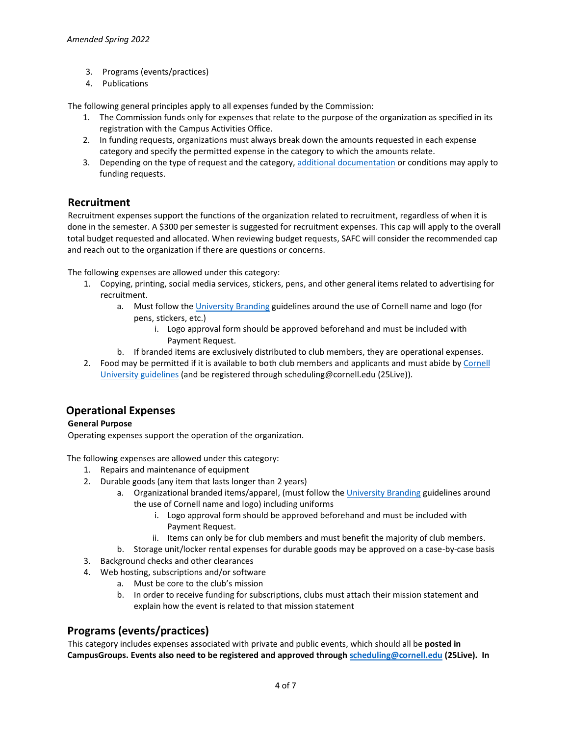3. Programs (events/practices)
4. Publications

The following general principles apply to all expenses funded by the Commission:

1. The Commission funds only for expenses that relate to the purpose of the organization as specified in its registration with the Campus Activities Office.
2. In funding requests, organizations must always break down the amounts requested in each expense category and specify the permitted expense in the category to which the amounts relate.
3. Depending on the type of request and the category, additional documentation or conditions may apply to funding requests.

## Recruitment

Recruitment expenses support the functions of the organization related to recruitment, regardless of when it is done in the semester. A $300 per semester is suggested for recruitment expenses. This cap will apply to the overall total budget requested and allocated. When reviewing budget requests, SAFC will consider the recommended cap and reach out to the organization if there are questions or concerns.

The following expenses are allowed under this category:

1. Copying, printing, social media services, stickers, pens, and other general items related to advertising for recruitment.
   a. Must follow the University Branding guidelines around the use of Cornell name and logo (for pens, stickers, etc.)
      i. Logo approval form should be approved beforehand and must be included with Payment Request.
   b. If branded items are exclusively distributed to club members, they are operational expenses.
2. Food may be permitted if it is available to both club members and applicants and must abide by Cornell University guidelines (and be registered through scheduling@cornell.edu (25Live)).

## Operational Expenses

**General Purpose**

Operating expenses support the operation of the organization.

The following expenses are allowed under this category:

1. Repairs and maintenance of equipment
2. Durable goods (any item that lasts longer than 2 years)
   a. Organizational branded items/apparel, (must follow the University Branding guidelines around the use of Cornell name and logo) including uniforms
      i. Logo approval form should be approved beforehand and must be included with Payment Request.
      ii. Items can only be for club members and must benefit the majority of club members.
   b. Storage unit/locker rental expenses for durable goods may be approved on a case-by-case basis
3. Background checks and other clearances
4. Web hosting, subscriptions and/or software
   a. Must be core to the club's mission
   b. In order to receive funding for subscriptions, clubs must attach their mission statement and explain how the event is related to that mission statement

## Programs (events/practices)

This category includes expenses associated with private and public events, which should all be **posted in CampusGroups. Events also need to be registered and approved through scheduling@cornell.edu (25Live). In**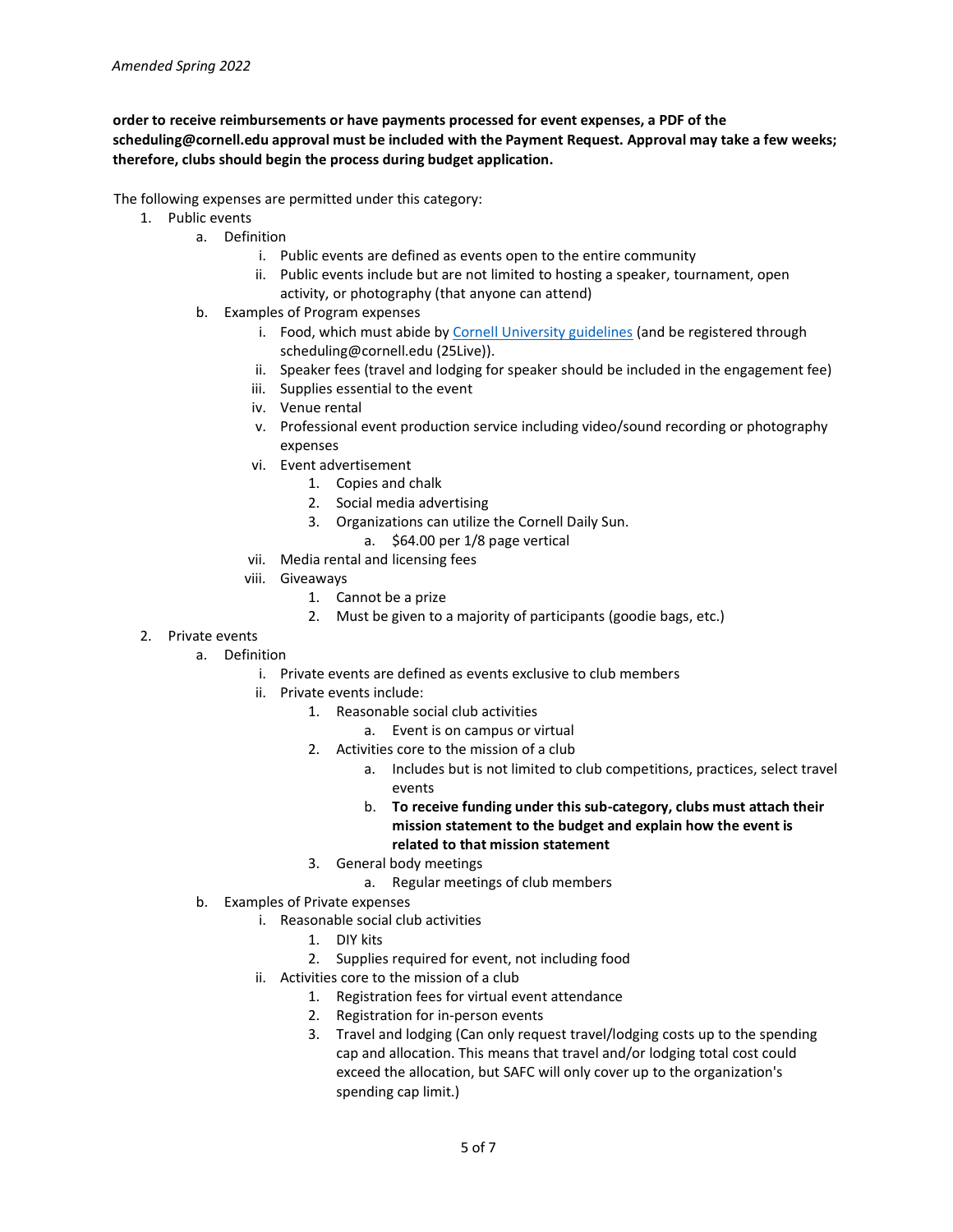**order to receive reimbursements or have payments processed for event expenses, a PDF of the scheduling@cornell.edu approval must be included with the Payment Request. Approval may take a few weeks; therefore, clubs should begin the process during budget application.**

The following expenses are permitted under this category:

1. Public events
   a. Definition
      i. Public events are defined as events open to the entire community
      ii. Public events include but are not limited to hosting a speaker, tournament, open activity, or photography (that anyone can attend)
   b. Examples of Program expenses
      i. Food, which must abide by [Cornell University guidelines](Cornell University guidelines) (and be registered through scheduling@cornell.edu (25Live)).
      ii. Speaker fees (travel and lodging for speaker should be included in the engagement fee)
      iii. Supplies essential to the event
      iv. Venue rental
      v. Professional event production service including video/sound recording or photography expenses
      vi. Event advertisement
         1. Copies and chalk
         2. Social media advertising
         3. Organizations can utilize the Cornell Daily Sun.
            a. $64.00 per 1/8 page vertical
      vii. Media rental and licensing fees
      viii. Giveaways
         1. Cannot be a prize
         2. Must be given to a majority of participants (goodie bags, etc.)
2. Private events
   a. Definition
      i. Private events are defined as events exclusive to club members
      ii. Private events include:
         1. Reasonable social club activities
            a. Event is on campus or virtual
         2. Activities core to the mission of a club
            a. Includes but is not limited to club competitions, practices, select travel events
            b. **To receive funding under this sub-category, clubs must attach their mission statement to the budget and explain how the event is related to that mission statement**
         3. General body meetings
            a. Regular meetings of club members
   b. Examples of Private expenses
      i. Reasonable social club activities
         1. DIY kits
         2. Supplies required for event, not including food
      ii. Activities core to the mission of a club
         1. Registration fees for virtual event attendance
         2. Registration for in-person events
         3. Travel and lodging (Can only request travel/lodging costs up to the spending cap and allocation. This means that travel and/or lodging total cost could exceed the allocation, but SAFC will only cover up to the organization's spending cap limit.)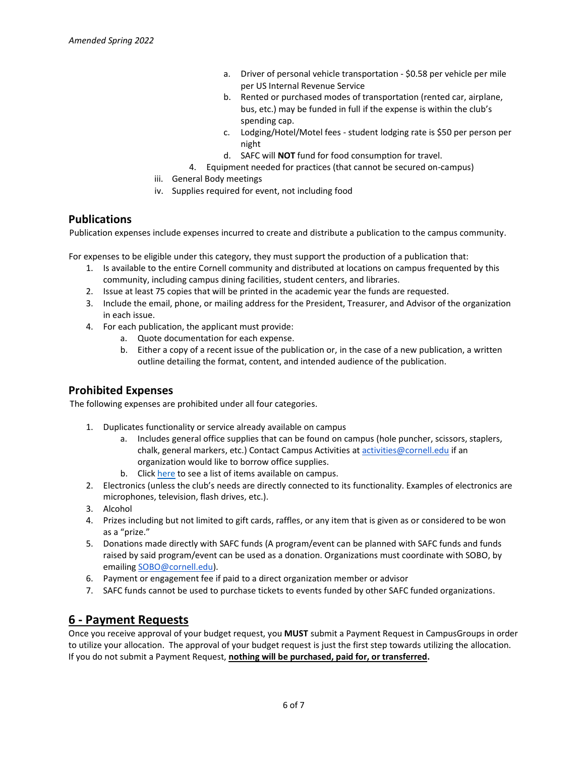*Amended Spring 2022*

a. Driver of personal vehicle transportation - $0.58 per vehicle per mile per US Internal Revenue Service
b. Rented or purchased modes of transportation (rented car, airplane, bus, etc.) may be funded in full if the expense is within the club's spending cap.
c. Lodging/Hotel/Motel fees - student lodging rate is $50 per person per night
d. SAFC will **NOT** fund for food consumption for travel.

4. Equipment needed for practices (that cannot be secured on-campus)

iii. General Body meetings
iv. Supplies required for event, not including food

## Publications

Publication expenses include expenses incurred to create and distribute a publication to the campus community.

For expenses to be eligible under this category, they must support the production of a publication that:

1. Is available to the entire Cornell community and distributed at locations on campus frequented by this community, including campus dining facilities, student centers, and libraries.
2. Issue at least 75 copies that will be printed in the academic year the funds are requested.
3. Include the email, phone, or mailing address for the President, Treasurer, and Advisor of the organization in each issue.
4. For each publication, the applicant must provide:
   a. Quote documentation for each expense.
   b. Either a copy of a recent issue of the publication or, in the case of a new publication, a written outline detailing the format, content, and intended audience of the publication.

## Prohibited Expenses

The following expenses are prohibited under all four categories.

1. Duplicates functionality or service already available on campus
   a. Includes general office supplies that can be found on campus (hole puncher, scissors, staplers, chalk, general markers, etc.) Contact Campus Activities at activities@cornell.edu if an organization would like to borrow office supplies.
   b. Click here to see a list of items available on campus.
2. Electronics (unless the club's needs are directly connected to its functionality. Examples of electronics are microphones, television, flash drives, etc.).
3. Alcohol
4. Prizes including but not limited to gift cards, raffles, or any item that is given as or considered to be won as a "prize."
5. Donations made directly with SAFC funds (A program/event can be planned with SAFC funds and funds raised by said program/event can be used as a donation. Organizations must coordinate with SOBO, by emailing SOBO@cornell.edu).
6. Payment or engagement fee if paid to a direct organization member or advisor
7. SAFC funds cannot be used to purchase tickets to events funded by other SAFC funded organizations.

# 6 - Payment Requests

Once you receive approval of your budget request, you **MUST** submit a Payment Request in CampusGroups in order to utilize your allocation. The approval of your budget request is just the first step towards utilizing the allocation. If you do not submit a Payment Request, **nothing will be purchased, paid for, or transferred.**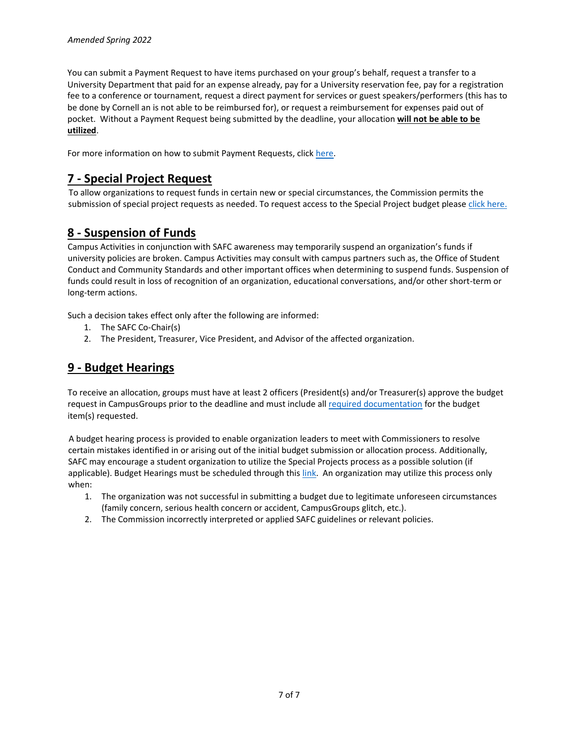You can submit a Payment Request to have items purchased on your group's behalf, request a transfer to a University Department that paid for an expense already, pay for a University reservation fee, pay for a registration fee to a conference or tournament, request a direct payment for services or guest speakers/performers (this has to be done by Cornell an is not able to be reimbursed for), or request a reimbursement for expenses paid out of pocket. Without a Payment Request being submitted by the deadline, your allocation **will not be able to be utilized**.

For more information on how to submit Payment Requests, click here.

## 7 - Special Project Request

To allow organizations to request funds in certain new or special circumstances, the Commission permits the submission of special project requests as needed. To request access to the Special Project budget please click here.

## 8 - Suspension of Funds

Campus Activities in conjunction with SAFC awareness may temporarily suspend an organization's funds if university policies are broken. Campus Activities may consult with campus partners such as, the Office of Student Conduct and Community Standards and other important offices when determining to suspend funds. Suspension of funds could result in loss of recognition of an organization, educational conversations, and/or other short-term or long-term actions.

Such a decision takes effect only after the following are informed:

1. The SAFC Co-Chair(s)
2. The President, Treasurer, Vice President, and Advisor of the affected organization.

## 9 - Budget Hearings

To receive an allocation, groups must have at least 2 officers (President(s) and/or Treasurer(s) approve the budget request in CampusGroups prior to the deadline and must include all required documentation for the budget item(s) requested.

A budget hearing process is provided to enable organization leaders to meet with Commissioners to resolve certain mistakes identified in or arising out of the initial budget submission or allocation process. Additionally, SAFC may encourage a student organization to utilize the Special Projects process as a possible solution (if applicable). Budget Hearings must be scheduled through this link. An organization may utilize this process only when:

1. The organization was not successful in submitting a budget due to legitimate unforeseen circumstances (family concern, serious health concern or accident, CampusGroups glitch, etc.).
2. The Commission incorrectly interpreted or applied SAFC guidelines or relevant policies.